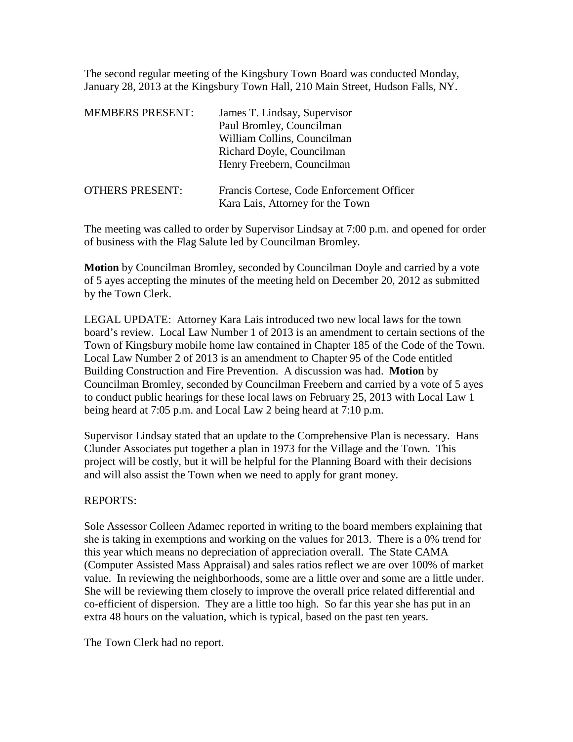The second regular meeting of the Kingsbury Town Board was conducted Monday, January 28, 2013 at the Kingsbury Town Hall, 210 Main Street, Hudson Falls, NY.

| MEMBERS PRESENT: | James T. Lindsay, Supervisor |
| --- | --- |
| | Paul Bromley, Councilman |
| | William Collins, Councilman |
| | Richard Doyle, Councilman |
| | Henry Freebern, Councilman |

| OTHERS PRESENT: | Francis Cortese, Code Enforcement Officer |
| --- | --- |
| | Kara Lais, Attorney for the Town |

The meeting was called to order by Supervisor Lindsay at 7:00 p.m. and opened for order of business with the Flag Salute led by Councilman Bromley.

**Motion** by Councilman Bromley, seconded by Councilman Doyle and carried by a vote of 5 ayes accepting the minutes of the meeting held on December 20, 2012 as submitted by the Town Clerk.

LEGAL UPDATE: Attorney Kara Lais introduced two new local laws for the town board's review. Local Law Number 1 of 2013 is an amendment to certain sections of the Town of Kingsbury mobile home law contained in Chapter 185 of the Code of the Town. Local Law Number 2 of 2013 is an amendment to Chapter 95 of the Code entitled Building Construction and Fire Prevention. A discussion was had. **Motion** by Councilman Bromley, seconded by Councilman Freebern and carried by a vote of 5 ayes to conduct public hearings for these local laws on February 25, 2013 with Local Law 1 being heard at 7:05 p.m. and Local Law 2 being heard at 7:10 p.m.

Supervisor Lindsay stated that an update to the Comprehensive Plan is necessary. Hans Clunder Associates put together a plan in 1973 for the Village and the Town. This project will be costly, but it will be helpful for the Planning Board with their decisions and will also assist the Town when we need to apply for grant money.

REPORTS:

Sole Assessor Colleen Adamec reported in writing to the board members explaining that she is taking in exemptions and working on the values for 2013. There is a 0% trend for this year which means no depreciation of appreciation overall. The State CAMA (Computer Assisted Mass Appraisal) and sales ratios reflect we are over 100% of market value. In reviewing the neighborhoods, some are a little over and some are a little under. She will be reviewing them closely to improve the overall price related differential and co-efficient of dispersion. They are a little too high. So far this year she has put in an extra 48 hours on the valuation, which is typical, based on the past ten years.

The Town Clerk had no report.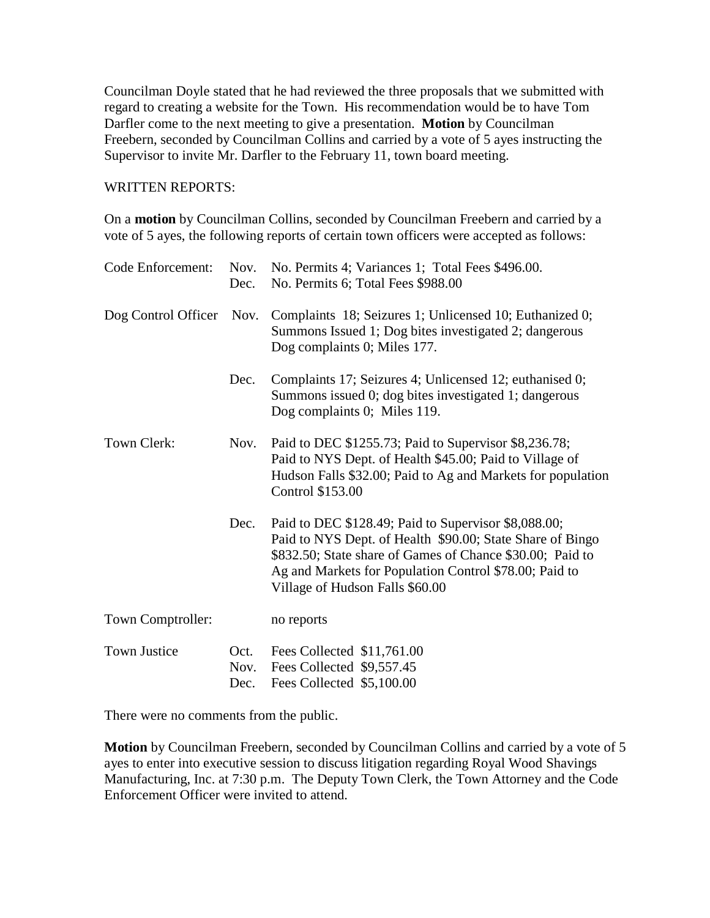Councilman Doyle stated that he had reviewed the three proposals that we submitted with regard to creating a website for the Town. His recommendation would be to have Tom Darfler come to the next meeting to give a presentation. **Motion** by Councilman Freebern, seconded by Councilman Collins and carried by a vote of 5 ayes instructing the Supervisor to invite Mr. Darfler to the February 11, town board meeting.

WRITTEN REPORTS:

On a **motion** by Councilman Collins, seconded by Councilman Freebern and carried by a vote of 5 ayes, the following reports of certain town officers were accepted as follows:

| | | |
|---|---|---|
| Code Enforcement: | Nov. | No. Permits 4; Variances 1; Total Fees $496.00. |
| | Dec. | No. Permits 6; Total Fees $988.00 |
| Dog Control Officer | Nov. | Complaints 18; Seizures 1; Unlicensed 10; Euthanized 0; Summons Issued 1; Dog bites investigated 2; dangerous Dog complaints 0; Miles 177. |
| | Dec. | Complaints 17; Seizures 4; Unlicensed 12; euthanised 0; Summons issued 0; dog bites investigated 1; dangerous Dog complaints 0; Miles 119. |
| Town Clerk: | Nov. | Paid to DEC $1255.73; Paid to Supervisor $8,236.78; Paid to NYS Dept. of Health $45.00; Paid to Village of Hudson Falls $32.00; Paid to Ag and Markets for population Control $153.00 |
| | Dec. | Paid to DEC $128.49; Paid to Supervisor $8,088.00; Paid to NYS Dept. of Health $90.00; State Share of Bingo $832.50; State share of Games of Chance $30.00; Paid to Ag and Markets for Population Control $78.00; Paid to Village of Hudson Falls $60.00 |
| Town Comptroller: | | no reports |
| Town Justice | Oct. | Fees Collected $11,761.00 |
| | Nov. | Fees Collected $9,557.45 |
| | Dec. | Fees Collected $5,100.00 |

There were no comments from the public.

**Motion** by Councilman Freebern, seconded by Councilman Collins and carried by a vote of 5 ayes to enter into executive session to discuss litigation regarding Royal Wood Shavings Manufacturing, Inc. at 7:30 p.m. The Deputy Town Clerk, the Town Attorney and the Code Enforcement Officer were invited to attend.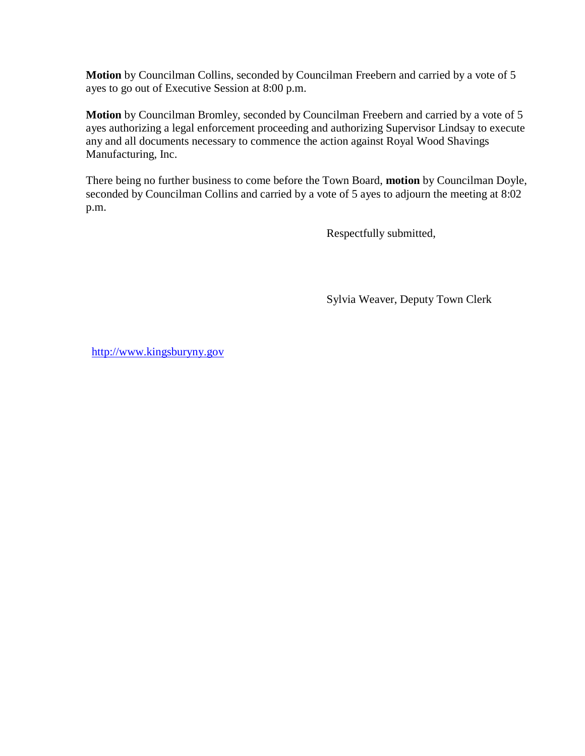**Motion** by Councilman Collins, seconded by Councilman Freebern and carried by a vote of 5 ayes to go out of Executive Session at 8:00 p.m.

**Motion** by Councilman Bromley, seconded by Councilman Freebern and carried by a vote of 5 ayes authorizing a legal enforcement proceeding and authorizing Supervisor Lindsay to execute any and all documents necessary to commence the action against Royal Wood Shavings Manufacturing, Inc.

There being no further business to come before the Town Board, **motion** by Councilman Doyle, seconded by Councilman Collins and carried by a vote of 5 ayes to adjourn the meeting at 8:02 p.m.

Respectfully submitted,

Sylvia Weaver, Deputy Town Clerk

http://www.kingsburyny.gov